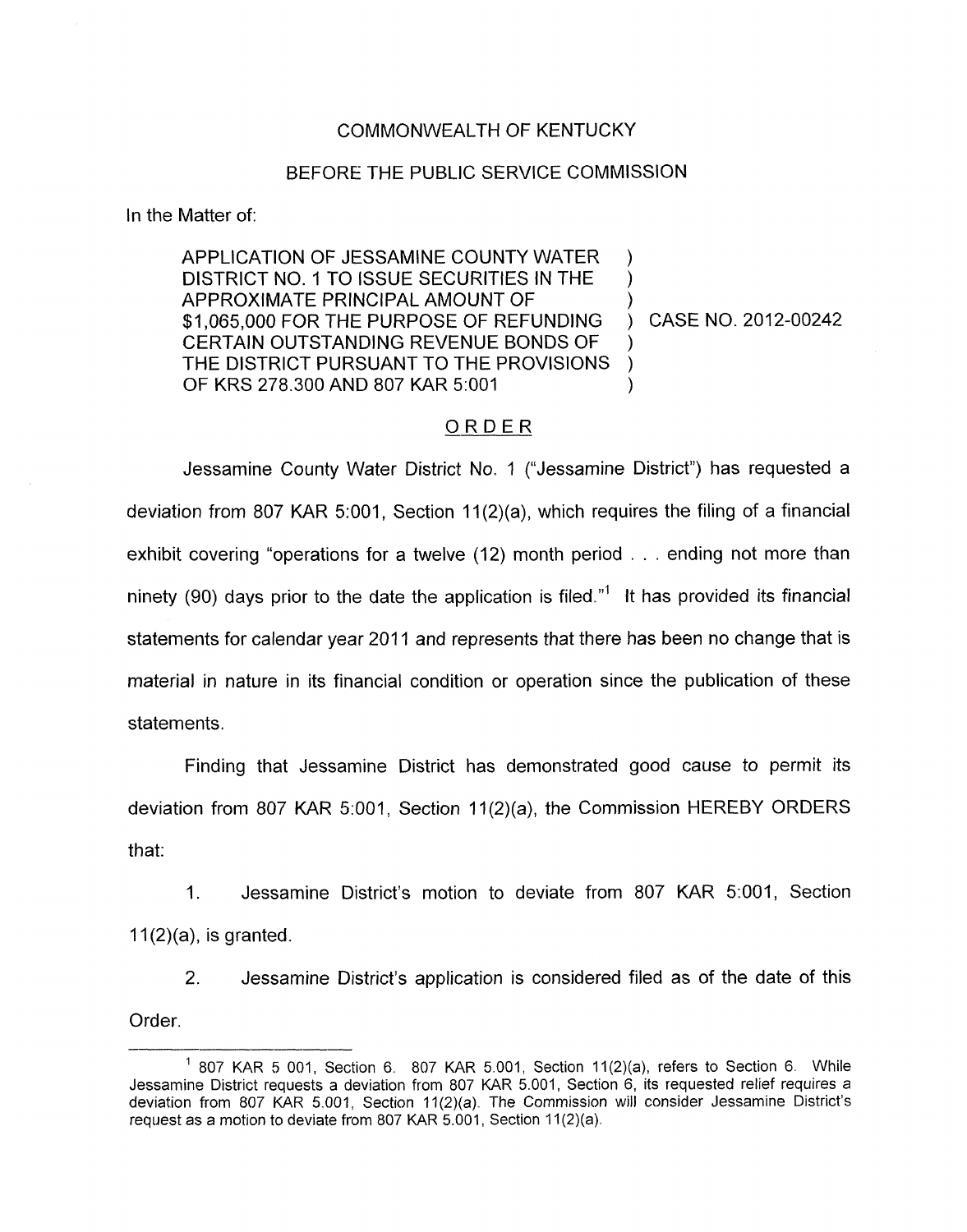COMMONWEALTH OF KENTUCKY

BEFORE THE PUBLIC SERVICE COMMISSION

In the Matter of:

APPLICATION OF JESSAMINE COUNTY WATER DISTRICT NO. 1 TO ISSUE SECURITIES IN THE APPROXIMATE PRINCIPAL AMOUNT OF $1,065,000 FOR THE PURPOSE OF REFUNDING CERTAIN OUTSTANDING REVENUE BONDS OF THE DISTRICT PURSUANT TO THE PROVISIONS OF KRS 278.300 AND 807 KAR 5:001 ) CASE NO. 2012-00242

ORDER

Jessamine County Water District No. 1 ("Jessamine District") has requested a deviation from 807 KAR 5:001, Section 11(2)(a), which requires the filing of a financial exhibit covering "operations for a twelve (12) month period . . . ending not more than ninety (90) days prior to the date the application is filed."[1] It has provided its financial statements for calendar year 2011 and represents that there has been no change that is material in nature in its financial condition or operation since the publication of these statements.

Finding that Jessamine District has demonstrated good cause to permit its deviation from 807 KAR 5:001, Section 11(2)(a), the Commission HEREBY ORDERS that:

1. Jessamine District's motion to deviate from 807 KAR 5:001, Section 11(2)(a), is granted.

2. Jessamine District's application is considered filed as of the date of this Order.

---

[1] 807 KAR 5 001, Section 6. 807 KAR 5.001, Section 11(2)(a), refers to Section 6. While Jessamine District requests a deviation from 807 KAR 5.001, Section 6, its requested relief requires a deviation from 807 KAR 5.001, Section 11(2)(a). The Commission will consider Jessamine District's request as a motion to deviate from 807 KAR 5.001, Section 11(2)(a).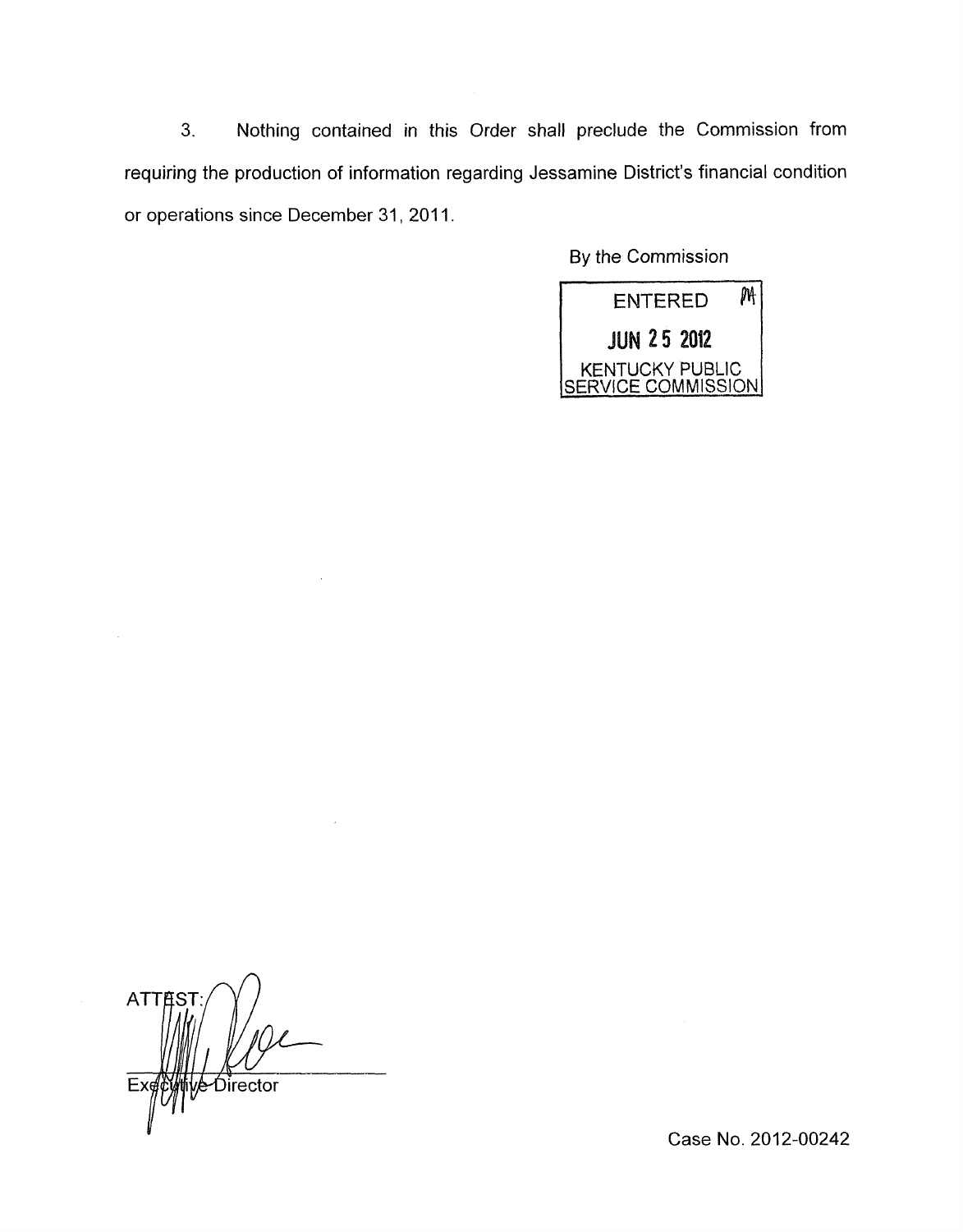3. Nothing contained in this Order shall preclude the Commission from requiring the production of information regarding Jessamine District's financial condition or operations since December 31, 2011.

By the Commission

ENTERED
JUN 25 2012
KENTUCKY PUBLIC SERVICE COMMISSION

ATTEST:

Executive Director

Case No. 2012-00242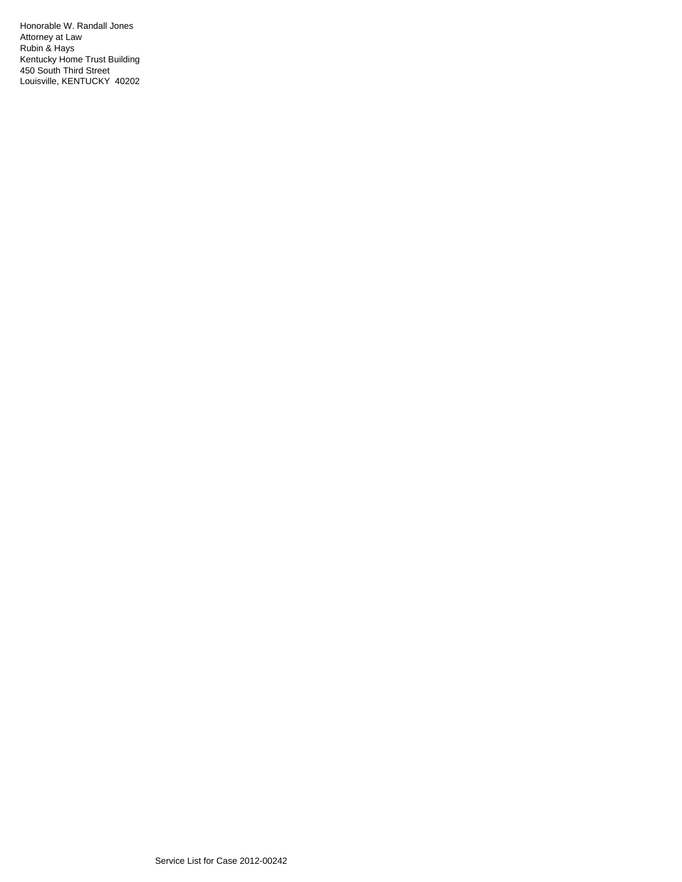Honorable W. Randall Jones
Attorney at Law
Rubin & Hays
Kentucky Home Trust Building
450 South Third Street
Louisville, KENTUCKY  40202